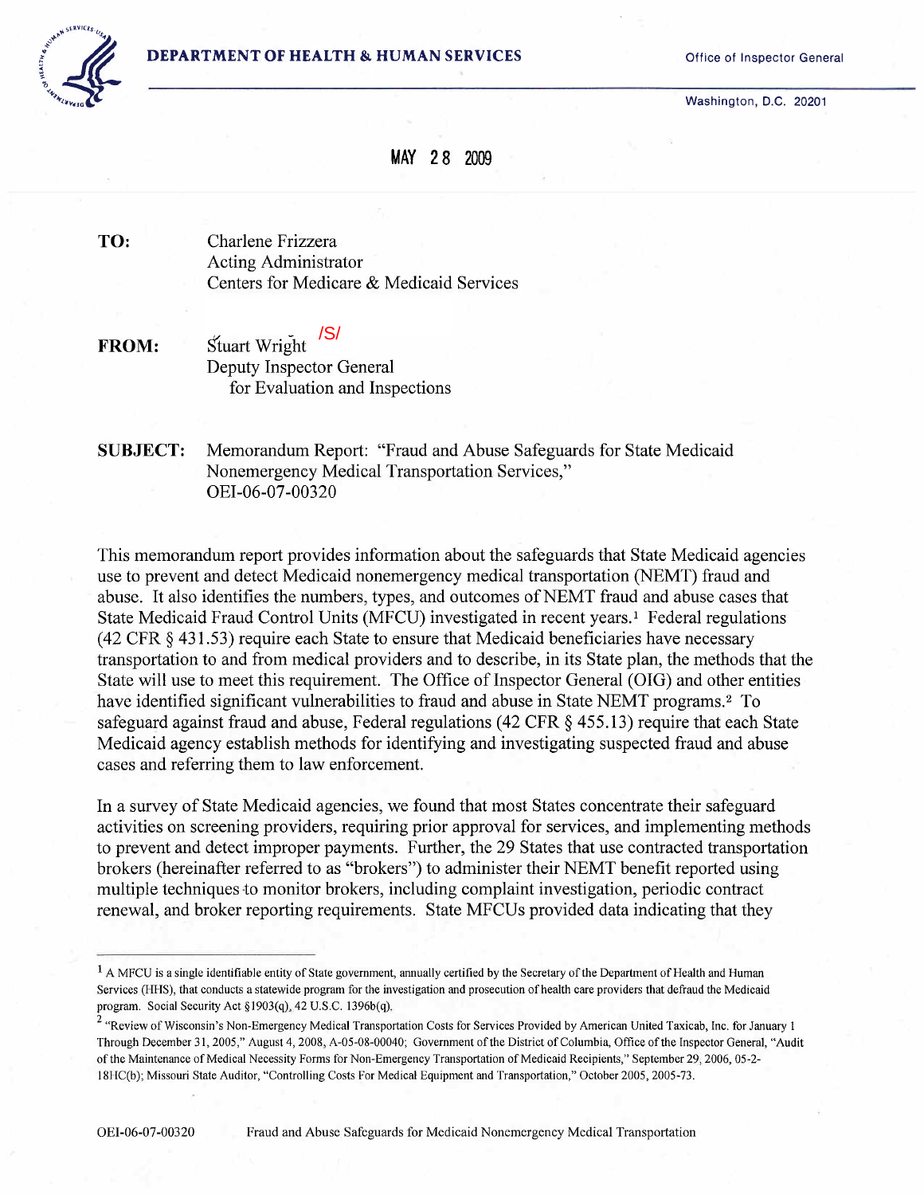**DEPARTMENT OF HEALTH & HUMAN SERVICES**

Office of Inspector General

Washington, D.C. 20201

MAY 28 2009

**TO:** Charlene Frizzera
Acting Administrator
Centers for Medicare & Medicaid Services

**FROM:** Stuart Wright /S/
Deputy Inspector General
for Evaluation and Inspections

**SUBJECT:** Memorandum Report: "Fraud and Abuse Safeguards for State Medicaid Nonemergency Medical Transportation Services," OEI-06-07-00320

This memorandum report provides information about the safeguards that State Medicaid agencies use to prevent and detect Medicaid nonemergency medical transportation (NEMT) fraud and abuse. It also identifies the numbers, types, and outcomes of NEMT fraud and abuse cases that State Medicaid Fraud Control Units (MFCU) investigated in recent years.[1] Federal regulations (42 CFR § 431.53) require each State to ensure that Medicaid beneficiaries have necessary transportation to and from medical providers and to describe, in its State plan, the methods that the State will use to meet this requirement. The Office of Inspector General (OIG) and other entities have identified significant vulnerabilities to fraud and abuse in State NEMT programs.[2] To safeguard against fraud and abuse, Federal regulations (42 CFR § 455.13) require that each State Medicaid agency establish methods for identifying and investigating suspected fraud and abuse cases and referring them to law enforcement.

In a survey of State Medicaid agencies, we found that most States concentrate their safeguard activities on screening providers, requiring prior approval for services, and implementing methods to prevent and detect improper payments. Further, the 29 States that use contracted transportation brokers (hereinafter referred to as "brokers") to administer their NEMT benefit reported using multiple techniques to monitor brokers, including complaint investigation, periodic contract renewal, and broker reporting requirements. State MFCUs provided data indicating that they

---

[1] A MFCU is a single identifiable entity of State government, annually certified by the Secretary of the Department of Health and Human Services (HHS), that conducts a statewide program for the investigation and prosecution of health care providers that defraud the Medicaid program. Social Security Act §1903(q), 42 U.S.C. 1396b(q).

[2] "Review of Wisconsin's Non-Emergency Medical Transportation Costs for Services Provided by American United Taxicab, Inc. for January 1 Through December 31, 2005," August 4, 2008, A-05-08-00040; Government of the District of Columbia, Office of the Inspector General, "Audit of the Maintenance of Medical Necessity Forms for Non-Emergency Transportation of Medicaid Recipients," September 29, 2006, 05-2-18HC(b); Missouri State Auditor, "Controlling Costs For Medical Equipment and Transportation," October 2005, 2005-73.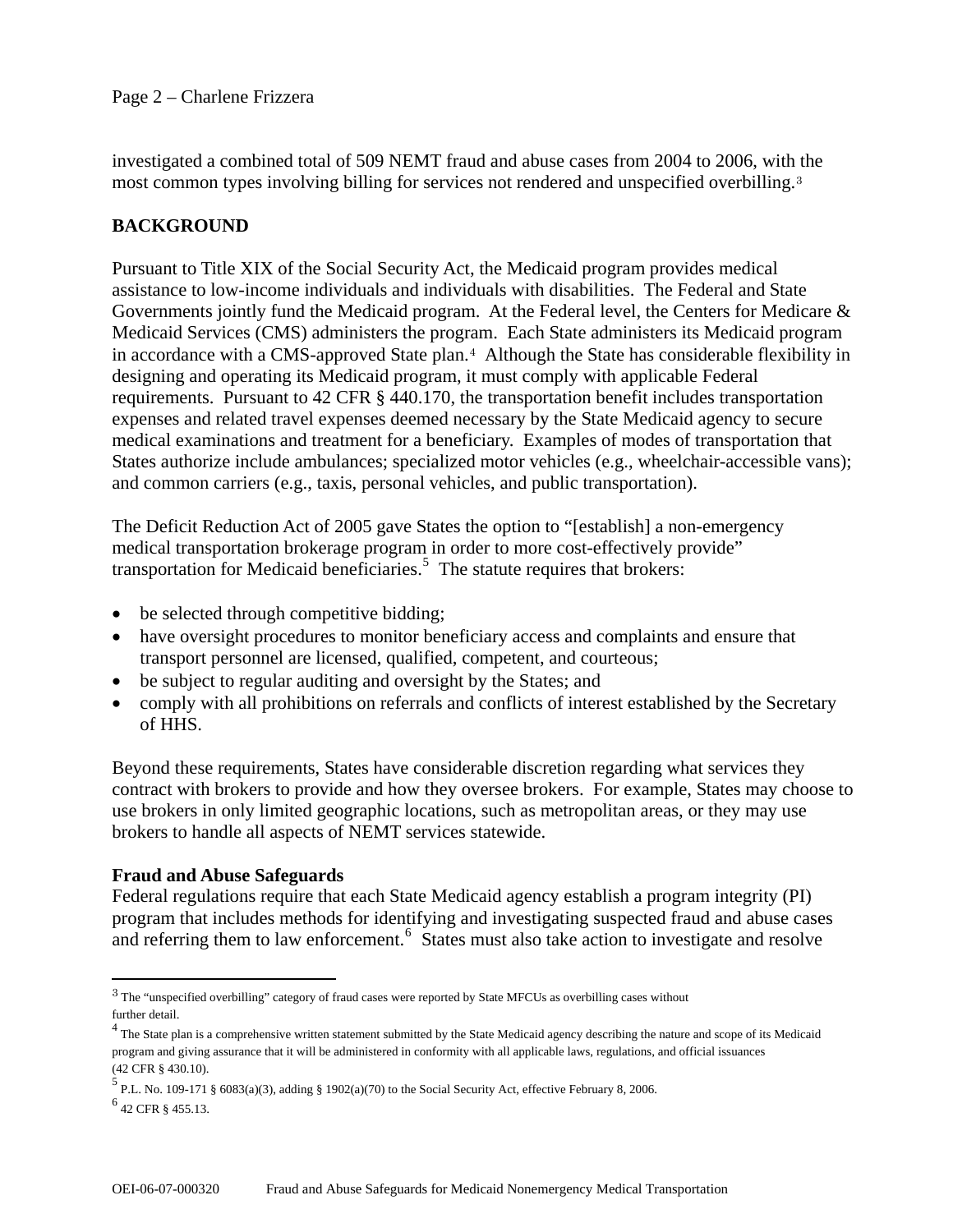investigated a combined total of 509 NEMT fraud and abuse cases from 2004 to 2006, with the most common types involving billing for services not rendered and unspecified overbilling.[3]

## BACKGROUND

Pursuant to Title XIX of the Social Security Act, the Medicaid program provides medical assistance to low-income individuals and individuals with disabilities. The Federal and State Governments jointly fund the Medicaid program. At the Federal level, the Centers for Medicare & Medicaid Services (CMS) administers the program. Each State administers its Medicaid program in accordance with a CMS-approved State plan.[4] Although the State has considerable flexibility in designing and operating its Medicaid program, it must comply with applicable Federal requirements. Pursuant to 42 CFR § 440.170, the transportation benefit includes transportation expenses and related travel expenses deemed necessary by the State Medicaid agency to secure medical examinations and treatment for a beneficiary. Examples of modes of transportation that States authorize include ambulances; specialized motor vehicles (e.g., wheelchair-accessible vans); and common carriers (e.g., taxis, personal vehicles, and public transportation).

The Deficit Reduction Act of 2005 gave States the option to "[establish] a non-emergency medical transportation brokerage program in order to more cost-effectively provide" transportation for Medicaid beneficiaries.[5] The statute requires that brokers:

- be selected through competitive bidding;
- have oversight procedures to monitor beneficiary access and complaints and ensure that transport personnel are licensed, qualified, competent, and courteous;
- be subject to regular auditing and oversight by the States; and
- comply with all prohibitions on referrals and conflicts of interest established by the Secretary of HHS.

Beyond these requirements, States have considerable discretion regarding what services they contract with brokers to provide and how they oversee brokers. For example, States may choose to use brokers in only limited geographic locations, such as metropolitan areas, or they may use brokers to handle all aspects of NEMT services statewide.

### Fraud and Abuse Safeguards

Federal regulations require that each State Medicaid agency establish a program integrity (PI) program that includes methods for identifying and investigating suspected fraud and abuse cases and referring them to law enforcement.[6] States must also take action to investigate and resolve

---

[3] The "unspecified overbilling" category of fraud cases were reported by State MFCUs as overbilling cases without further detail.

[4] The State plan is a comprehensive written statement submitted by the State Medicaid agency describing the nature and scope of its Medicaid program and giving assurance that it will be administered in conformity with all applicable laws, regulations, and official issuances (42 CFR § 430.10).

[5] P.L. No. 109-171 § 6083(a)(3), adding § 1902(a)(70) to the Social Security Act, effective February 8, 2006.

[6] 42 CFR § 455.13.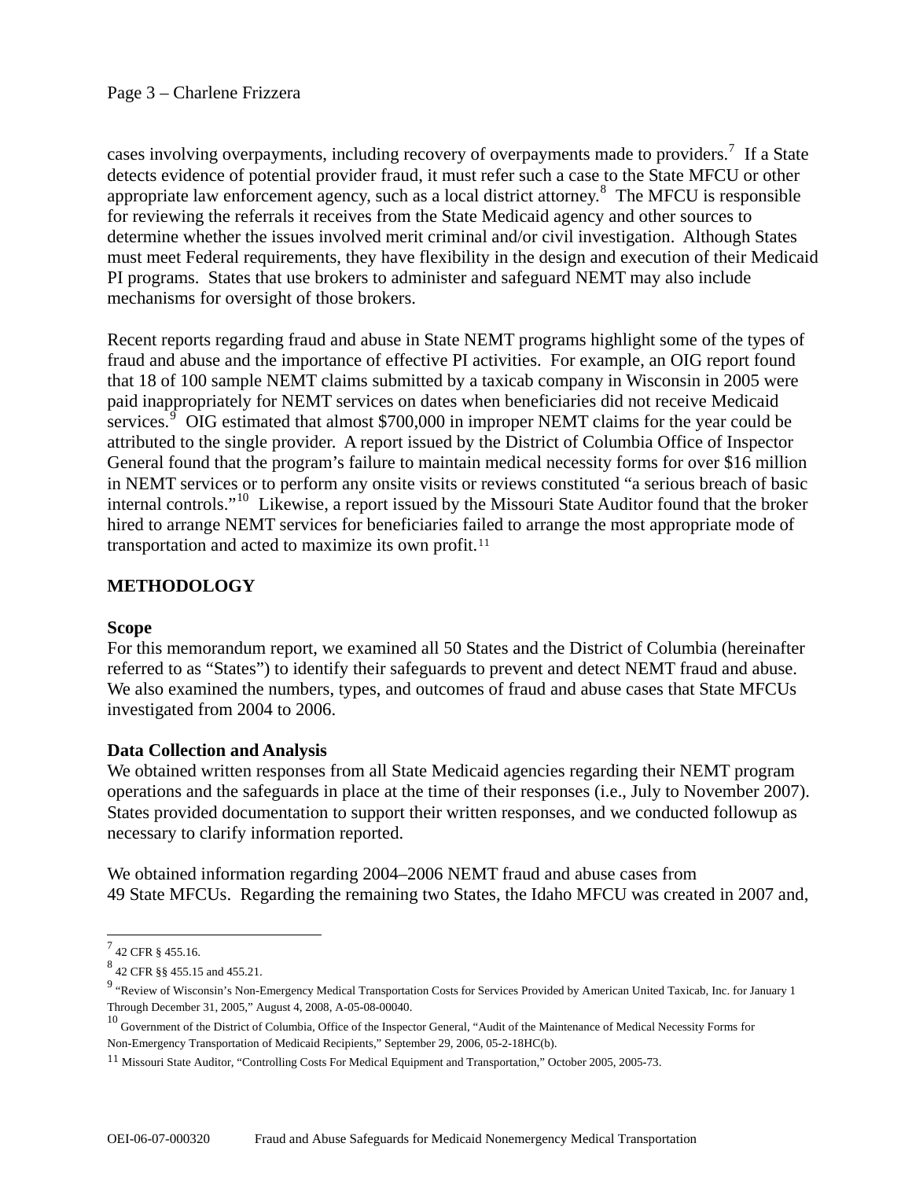cases involving overpayments, including recovery of overpayments made to providers.[7] If a State detects evidence of potential provider fraud, it must refer such a case to the State MFCU or other appropriate law enforcement agency, such as a local district attorney.[8] The MFCU is responsible for reviewing the referrals it receives from the State Medicaid agency and other sources to determine whether the issues involved merit criminal and/or civil investigation. Although States must meet Federal requirements, they have flexibility in the design and execution of their Medicaid PI programs. States that use brokers to administer and safeguard NEMT may also include mechanisms for oversight of those brokers.

Recent reports regarding fraud and abuse in State NEMT programs highlight some of the types of fraud and abuse and the importance of effective PI activities. For example, an OIG report found that 18 of 100 sample NEMT claims submitted by a taxicab company in Wisconsin in 2005 were paid inappropriately for NEMT services on dates when beneficiaries did not receive Medicaid services.[9] OIG estimated that almost $700,000 in improper NEMT claims for the year could be attributed to the single provider. A report issued by the District of Columbia Office of Inspector General found that the program's failure to maintain medical necessity forms for over $16 million in NEMT services or to perform any onsite visits or reviews constituted "a serious breach of basic internal controls."[10] Likewise, a report issued by the Missouri State Auditor found that the broker hired to arrange NEMT services for beneficiaries failed to arrange the most appropriate mode of transportation and acted to maximize its own profit.[11]

## METHODOLOGY

### Scope

For this memorandum report, we examined all 50 States and the District of Columbia (hereinafter referred to as "States") to identify their safeguards to prevent and detect NEMT fraud and abuse. We also examined the numbers, types, and outcomes of fraud and abuse cases that State MFCUs investigated from 2004 to 2006.

### Data Collection and Analysis

We obtained written responses from all State Medicaid agencies regarding their NEMT program operations and the safeguards in place at the time of their responses (i.e., July to November 2007). States provided documentation to support their written responses, and we conducted followup as necessary to clarify information reported.

We obtained information regarding 2004–2006 NEMT fraud and abuse cases from 49 State MFCUs. Regarding the remaining two States, the Idaho MFCU was created in 2007 and,

---

[7] 42 CFR § 455.16.

[8] 42 CFR §§ 455.15 and 455.21.

[9] "Review of Wisconsin's Non-Emergency Medical Transportation Costs for Services Provided by American United Taxicab, Inc. for January 1 Through December 31, 2005," August 4, 2008, A-05-08-00040.

[10] Government of the District of Columbia, Office of the Inspector General, "Audit of the Maintenance of Medical Necessity Forms for Non-Emergency Transportation of Medicaid Recipients," September 29, 2006, 05-2-18HC(b).

[11] Missouri State Auditor, "Controlling Costs For Medical Equipment and Transportation," October 2005, 2005-73.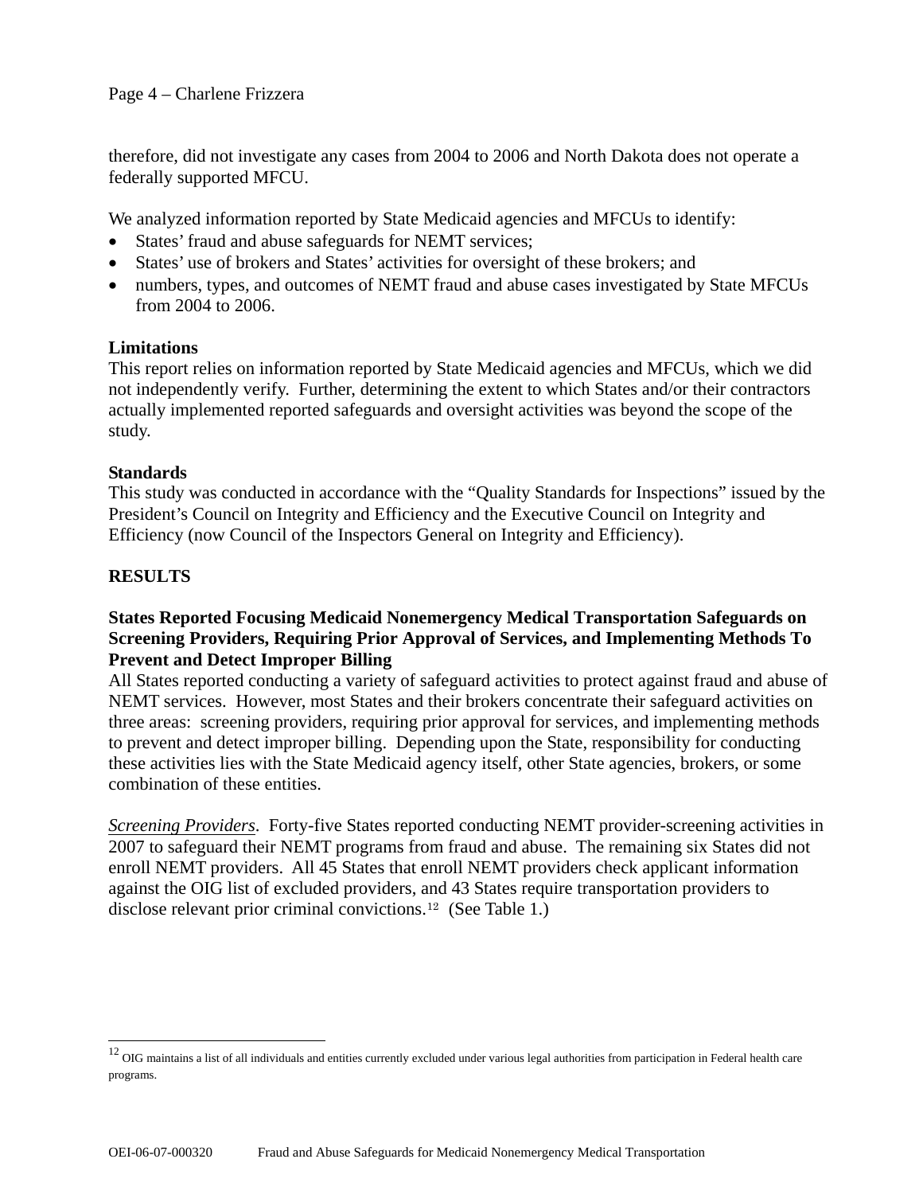therefore, did not investigate any cases from 2004 to 2006 and North Dakota does not operate a federally supported MFCU.

We analyzed information reported by State Medicaid agencies and MFCUs to identify:

- States' fraud and abuse safeguards for NEMT services;
- States' use of brokers and States' activities for oversight of these brokers; and
- numbers, types, and outcomes of NEMT fraud and abuse cases investigated by State MFCUs from 2004 to 2006.

**Limitations**

This report relies on information reported by State Medicaid agencies and MFCUs, which we did not independently verify. Further, determining the extent to which States and/or their contractors actually implemented reported safeguards and oversight activities was beyond the scope of the study.

**Standards**

This study was conducted in accordance with the "Quality Standards for Inspections" issued by the President's Council on Integrity and Efficiency and the Executive Council on Integrity and Efficiency (now Council of the Inspectors General on Integrity and Efficiency).

## RESULTS

### States Reported Focusing Medicaid Nonemergency Medical Transportation Safeguards on Screening Providers, Requiring Prior Approval of Services, and Implementing Methods To Prevent and Detect Improper Billing

All States reported conducting a variety of safeguard activities to protect against fraud and abuse of NEMT services. However, most States and their brokers concentrate their safeguard activities on three areas: screening providers, requiring prior approval for services, and implementing methods to prevent and detect improper billing. Depending upon the State, responsibility for conducting these activities lies with the State Medicaid agency itself, other State agencies, brokers, or some combination of these entities.

*Screening Providers*. Forty-five States reported conducting NEMT provider-screening activities in 2007 to safeguard their NEMT programs from fraud and abuse. The remaining six States did not enroll NEMT providers. All 45 States that enroll NEMT providers check applicant information against the OIG list of excluded providers, and 43 States require transportation providers to disclose relevant prior criminal convictions.[12] (See Table 1.)

[12] OIG maintains a list of all individuals and entities currently excluded under various legal authorities from participation in Federal health care programs.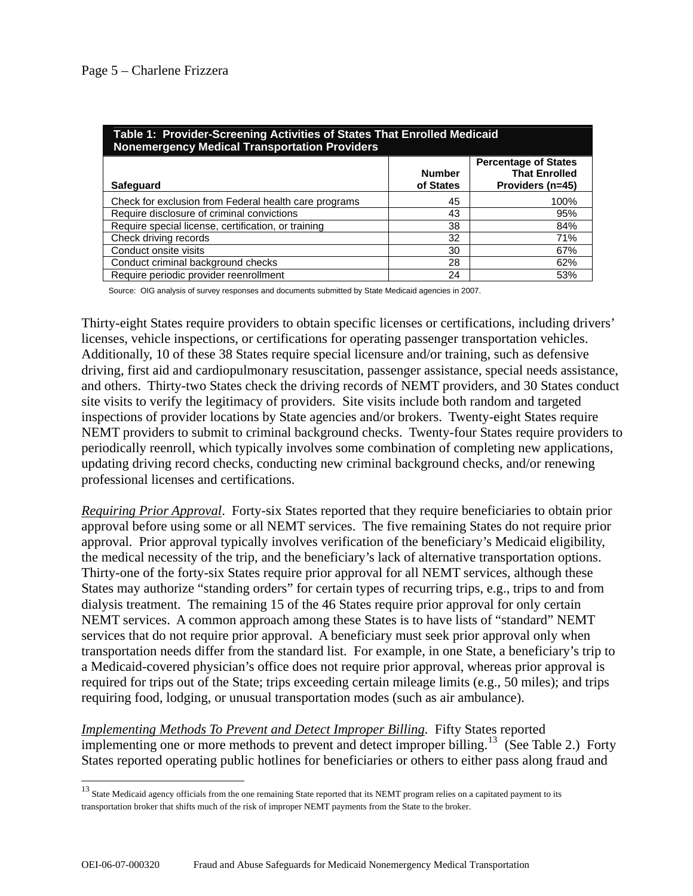**Table 1: Provider-Screening Activities of States That Enrolled Medicaid Nonemergency Medical Transportation Providers**

| Safeguard | Number of States | Percentage of States That Enrolled Providers (n=45) |
|---|---|---|
| Check for exclusion from Federal health care programs | 45 | 100% |
| Require disclosure of criminal convictions | 43 | 95% |
| Require special license, certification, or training | 38 | 84% |
| Check driving records | 32 | 71% |
| Conduct onsite visits | 30 | 67% |
| Conduct criminal background checks | 28 | 62% |
| Require periodic provider reenrollment | 24 | 53% |

Source: OIG analysis of survey responses and documents submitted by State Medicaid agencies in 2007.

Thirty-eight States require providers to obtain specific licenses or certifications, including drivers' licenses, vehicle inspections, or certifications for operating passenger transportation vehicles. Additionally, 10 of these 38 States require special licensure and/or training, such as defensive driving, first aid and cardiopulmonary resuscitation, passenger assistance, special needs assistance, and others. Thirty-two States check the driving records of NEMT providers, and 30 States conduct site visits to verify the legitimacy of providers. Site visits include both random and targeted inspections of provider locations by State agencies and/or brokers. Twenty-eight States require NEMT providers to submit to criminal background checks. Twenty-four States require providers to periodically reenroll, which typically involves some combination of completing new applications, updating driving record checks, conducting new criminal background checks, and/or renewing professional licenses and certifications.

*Requiring Prior Approval*. Forty-six States reported that they require beneficiaries to obtain prior approval before using some or all NEMT services. The five remaining States do not require prior approval. Prior approval typically involves verification of the beneficiary's Medicaid eligibility, the medical necessity of the trip, and the beneficiary's lack of alternative transportation options. Thirty-one of the forty-six States require prior approval for all NEMT services, although these States may authorize "standing orders" for certain types of recurring trips, e.g., trips to and from dialysis treatment. The remaining 15 of the 46 States require prior approval for only certain NEMT services. A common approach among these States is to have lists of "standard" NEMT services that do not require prior approval. A beneficiary must seek prior approval only when transportation needs differ from the standard list. For example, in one State, a beneficiary's trip to a Medicaid-covered physician's office does not require prior approval, whereas prior approval is required for trips out of the State; trips exceeding certain mileage limits (e.g., 50 miles); and trips requiring food, lodging, or unusual transportation modes (such as air ambulance).

*Implementing Methods To Prevent and Detect Improper Billing*. Fifty States reported implementing one or more methods to prevent and detect improper billing.[13] (See Table 2.) Forty States reported operating public hotlines for beneficiaries or others to either pass along fraud and

---

[13] State Medicaid agency officials from the one remaining State reported that its NEMT program relies on a capitated payment to its transportation broker that shifts much of the risk of improper NEMT payments from the State to the broker.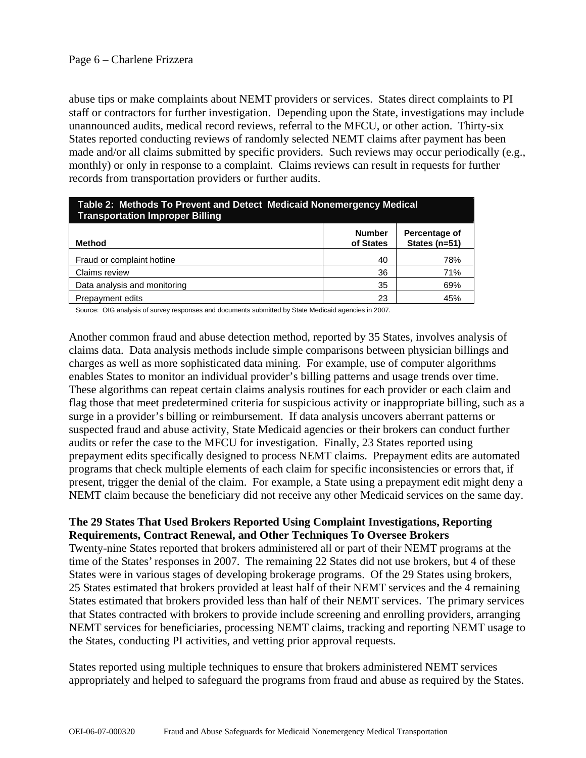abuse tips or make complaints about NEMT providers or services. States direct complaints to PI staff or contractors for further investigation. Depending upon the State, investigations may include unannounced audits, medical record reviews, referral to the MFCU, or other action. Thirty-six States reported conducting reviews of randomly selected NEMT claims after payment has been made and/or all claims submitted by specific providers. Such reviews may occur periodically (e.g., monthly) or only in response to a complaint. Claims reviews can result in requests for further records from transportation providers or further audits.

**Table 2: Methods To Prevent and Detect Medicaid Nonemergency Medical Transportation Improper Billing**

| Method | Number of States | Percentage of States (n=51) |
|---|---|---|
| Fraud or complaint hotline | 40 | 78% |
| Claims review | 36 | 71% |
| Data analysis and monitoring | 35 | 69% |
| Prepayment edits | 23 | 45% |

Source: OIG analysis of survey responses and documents submitted by State Medicaid agencies in 2007.

Another common fraud and abuse detection method, reported by 35 States, involves analysis of claims data. Data analysis methods include simple comparisons between physician billings and charges as well as more sophisticated data mining. For example, use of computer algorithms enables States to monitor an individual provider's billing patterns and usage trends over time. These algorithms can repeat certain claims analysis routines for each provider or each claim and flag those that meet predetermined criteria for suspicious activity or inappropriate billing, such as a surge in a provider's billing or reimbursement. If data analysis uncovers aberrant patterns or suspected fraud and abuse activity, State Medicaid agencies or their brokers can conduct further audits or refer the case to the MFCU for investigation. Finally, 23 States reported using prepayment edits specifically designed to process NEMT claims. Prepayment edits are automated programs that check multiple elements of each claim for specific inconsistencies or errors that, if present, trigger the denial of the claim. For example, a State using a prepayment edit might deny a NEMT claim because the beneficiary did not receive any other Medicaid services on the same day.

**The 29 States That Used Brokers Reported Using Complaint Investigations, Reporting Requirements, Contract Renewal, and Other Techniques To Oversee Brokers**

Twenty-nine States reported that brokers administered all or part of their NEMT programs at the time of the States' responses in 2007. The remaining 22 States did not use brokers, but 4 of these States were in various stages of developing brokerage programs. Of the 29 States using brokers, 25 States estimated that brokers provided at least half of their NEMT services and the 4 remaining States estimated that brokers provided less than half of their NEMT services. The primary services that States contracted with brokers to provide include screening and enrolling providers, arranging NEMT services for beneficiaries, processing NEMT claims, tracking and reporting NEMT usage to the States, conducting PI activities, and vetting prior approval requests.

States reported using multiple techniques to ensure that brokers administered NEMT services appropriately and helped to safeguard the programs from fraud and abuse as required by the States.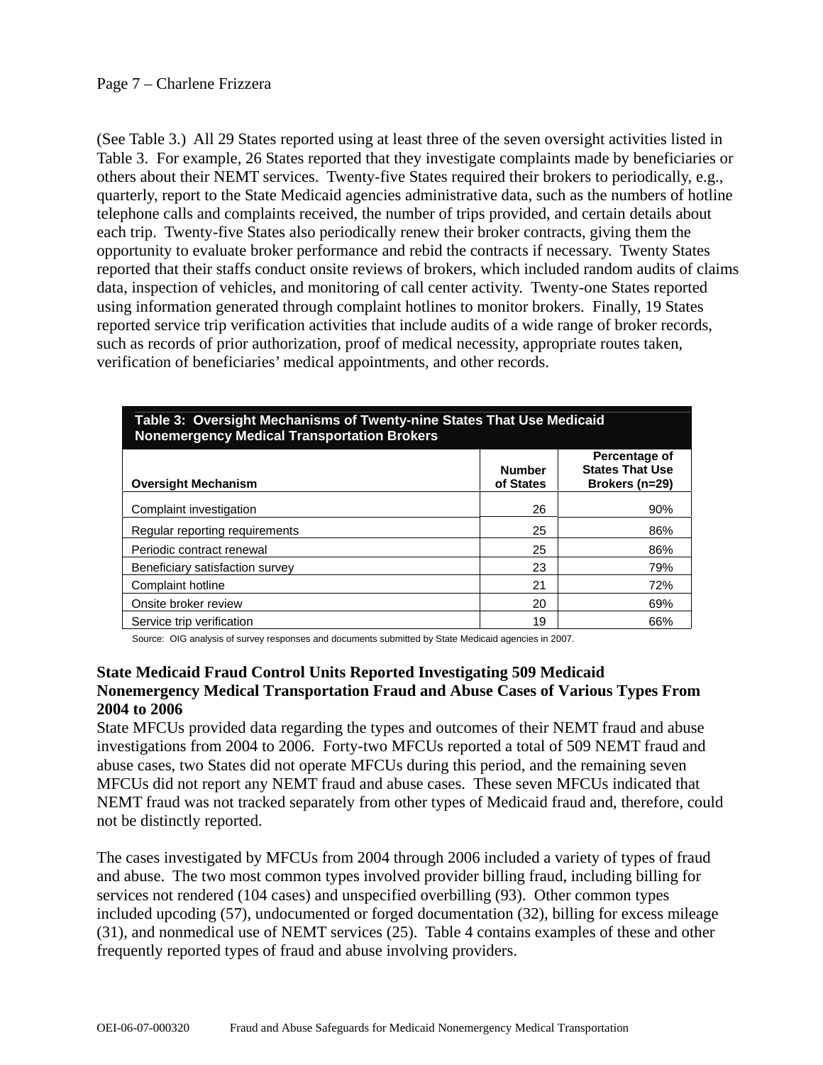(See Table 3.) All 29 States reported using at least three of the seven oversight activities listed in Table 3. For example, 26 States reported that they investigate complaints made by beneficiaries or others about their NEMT services. Twenty-five States required their brokers to periodically, e.g., quarterly, report to the State Medicaid agencies administrative data, such as the numbers of hotline telephone calls and complaints received, the number of trips provided, and certain details about each trip. Twenty-five States also periodically renew their broker contracts, giving them the opportunity to evaluate broker performance and rebid the contracts if necessary. Twenty States reported that their staffs conduct onsite reviews of brokers, which included random audits of claims data, inspection of vehicles, and monitoring of call center activity. Twenty-one States reported using information generated through complaint hotlines to monitor brokers. Finally, 19 States reported service trip verification activities that include audits of a wide range of broker records, such as records of prior authorization, proof of medical necessity, appropriate routes taken, verification of beneficiaries' medical appointments, and other records.

**Table 3: Oversight Mechanisms of Twenty-nine States That Use Medicaid Nonemergency Medical Transportation Brokers**

| Oversight Mechanism | Number of States | Percentage of States That Use Brokers (n=29) |
|---|---|---|
| Complaint investigation | 26 | 90% |
| Regular reporting requirements | 25 | 86% |
| Periodic contract renewal | 25 | 86% |
| Beneficiary satisfaction survey | 23 | 79% |
| Complaint hotline | 21 | 72% |
| Onsite broker review | 20 | 69% |
| Service trip verification | 19 | 66% |

Source: OIG analysis of survey responses and documents submitted by State Medicaid agencies in 2007.

### State Medicaid Fraud Control Units Reported Investigating 509 Medicaid Nonemergency Medical Transportation Fraud and Abuse Cases of Various Types From 2004 to 2006

State MFCUs provided data regarding the types and outcomes of their NEMT fraud and abuse investigations from 2004 to 2006. Forty-two MFCUs reported a total of 509 NEMT fraud and abuse cases, two States did not operate MFCUs during this period, and the remaining seven MFCUs did not report any NEMT fraud and abuse cases. These seven MFCUs indicated that NEMT fraud was not tracked separately from other types of Medicaid fraud and, therefore, could not be distinctly reported.

The cases investigated by MFCUs from 2004 through 2006 included a variety of types of fraud and abuse. The two most common types involved provider billing fraud, including billing for services not rendered (104 cases) and unspecified overbilling (93). Other common types included upcoding (57), undocumented or forged documentation (32), billing for excess mileage (31), and nonmedical use of NEMT services (25). Table 4 contains examples of these and other frequently reported types of fraud and abuse involving providers.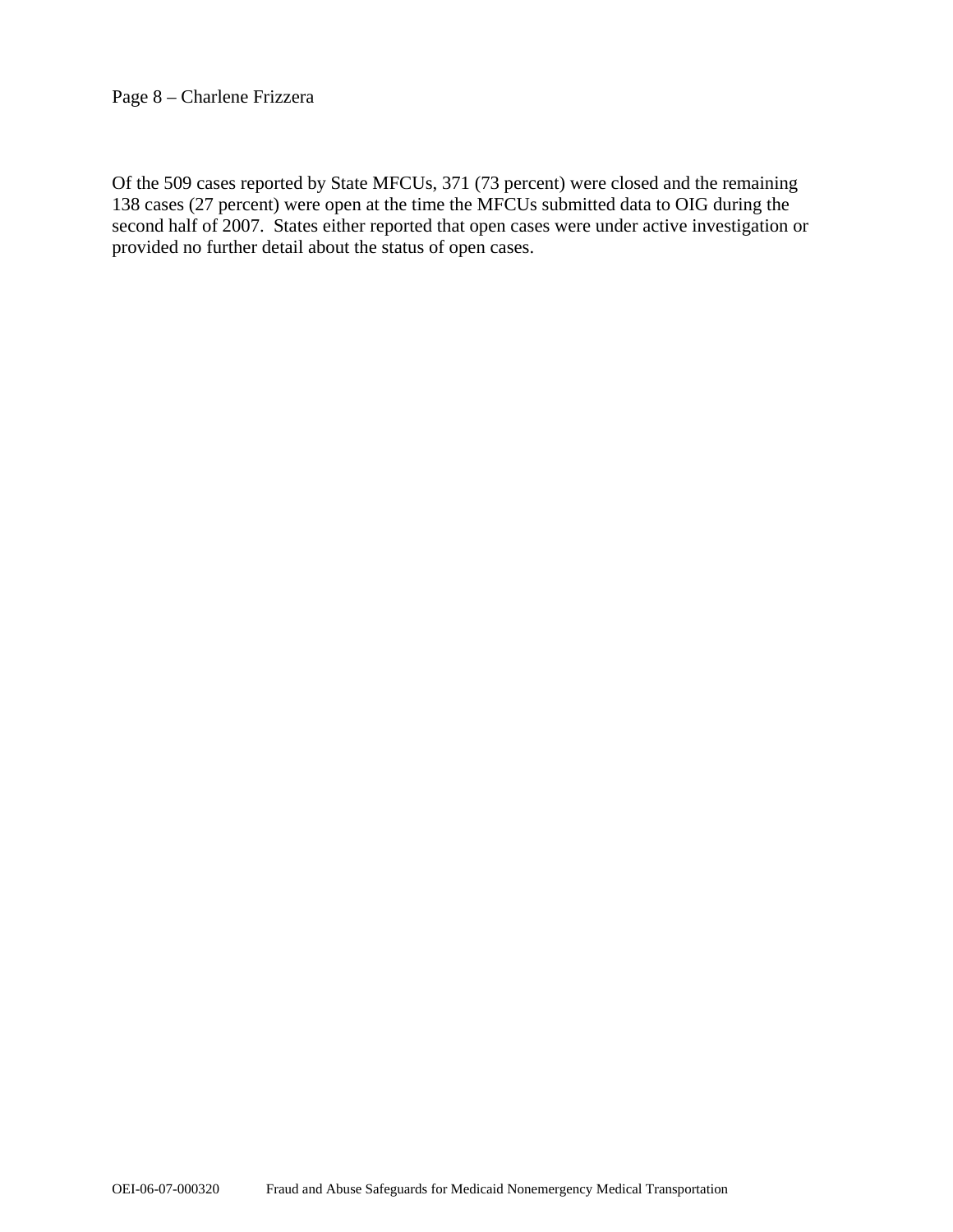Of the 509 cases reported by State MFCUs, 371 (73 percent) were closed and the remaining 138 cases (27 percent) were open at the time the MFCUs submitted data to OIG during the second half of 2007. States either reported that open cases were under active investigation or provided no further detail about the status of open cases.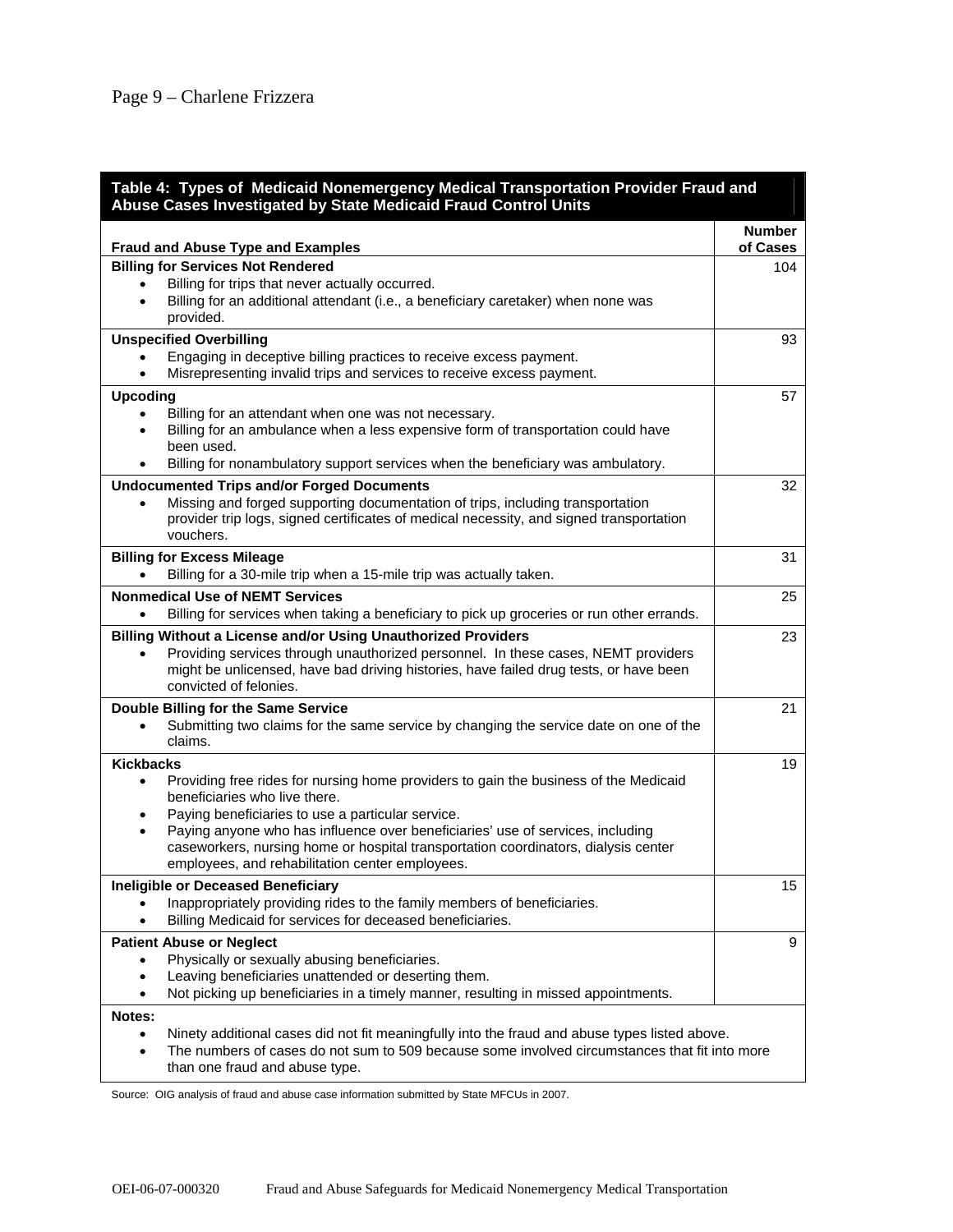**Table 4: Types of Medicaid Nonemergency Medical Transportation Provider Fraud and Abuse Cases Investigated by State Medicaid Fraud Control Units**

| Fraud and Abuse Type and Examples | Number of Cases |
|---|---|
| **Billing for Services Not Rendered**<br>• Billing for trips that never actually occurred.<br>• Billing for an additional attendant (i.e., a beneficiary caretaker) when none was provided. | 104 |
| **Unspecified Overbilling**<br>• Engaging in deceptive billing practices to receive excess payment.<br>• Misrepresenting invalid trips and services to receive excess payment. | 93 |
| **Upcoding**<br>• Billing for an attendant when one was not necessary.<br>• Billing for an ambulance when a less expensive form of transportation could have been used.<br>• Billing for nonambulatory support services when the beneficiary was ambulatory. | 57 |
| **Undocumented Trips and/or Forged Documents**<br>• Missing and forged supporting documentation of trips, including transportation provider trip logs, signed certificates of medical necessity, and signed transportation vouchers. | 32 |
| **Billing for Excess Mileage**<br>• Billing for a 30-mile trip when a 15-mile trip was actually taken. | 31 |
| **Nonmedical Use of NEMT Services**<br>• Billing for services when taking a beneficiary to pick up groceries or run other errands. | 25 |
| **Billing Without a License and/or Using Unauthorized Providers**<br>• Providing services through unauthorized personnel. In these cases, NEMT providers might be unlicensed, have bad driving histories, have failed drug tests, or have been convicted of felonies. | 23 |
| **Double Billing for the Same Service**<br>• Submitting two claims for the same service by changing the service date on one of the claims. | 21 |
| **Kickbacks**<br>• Providing free rides for nursing home providers to gain the business of the Medicaid beneficiaries who live there.<br>• Paying beneficiaries to use a particular service.<br>• Paying anyone who has influence over beneficiaries' use of services, including caseworkers, nursing home or hospital transportation coordinators, dialysis center employees, and rehabilitation center employees. | 19 |
| **Ineligible or Deceased Beneficiary**<br>• Inappropriately providing rides to the family members of beneficiaries.<br>• Billing Medicaid for services for deceased beneficiaries. | 15 |
| **Patient Abuse or Neglect**<br>• Physically or sexually abusing beneficiaries.<br>• Leaving beneficiaries unattended or deserting them.<br>• Not picking up beneficiaries in a timely manner, resulting in missed appointments. | 9 |

**Notes:**

- Ninety additional cases did not fit meaningfully into the fraud and abuse types listed above.
- The numbers of cases do not sum to 509 because some involved circumstances that fit into more than one fraud and abuse type.

Source: OIG analysis of fraud and abuse case information submitted by State MFCUs in 2007.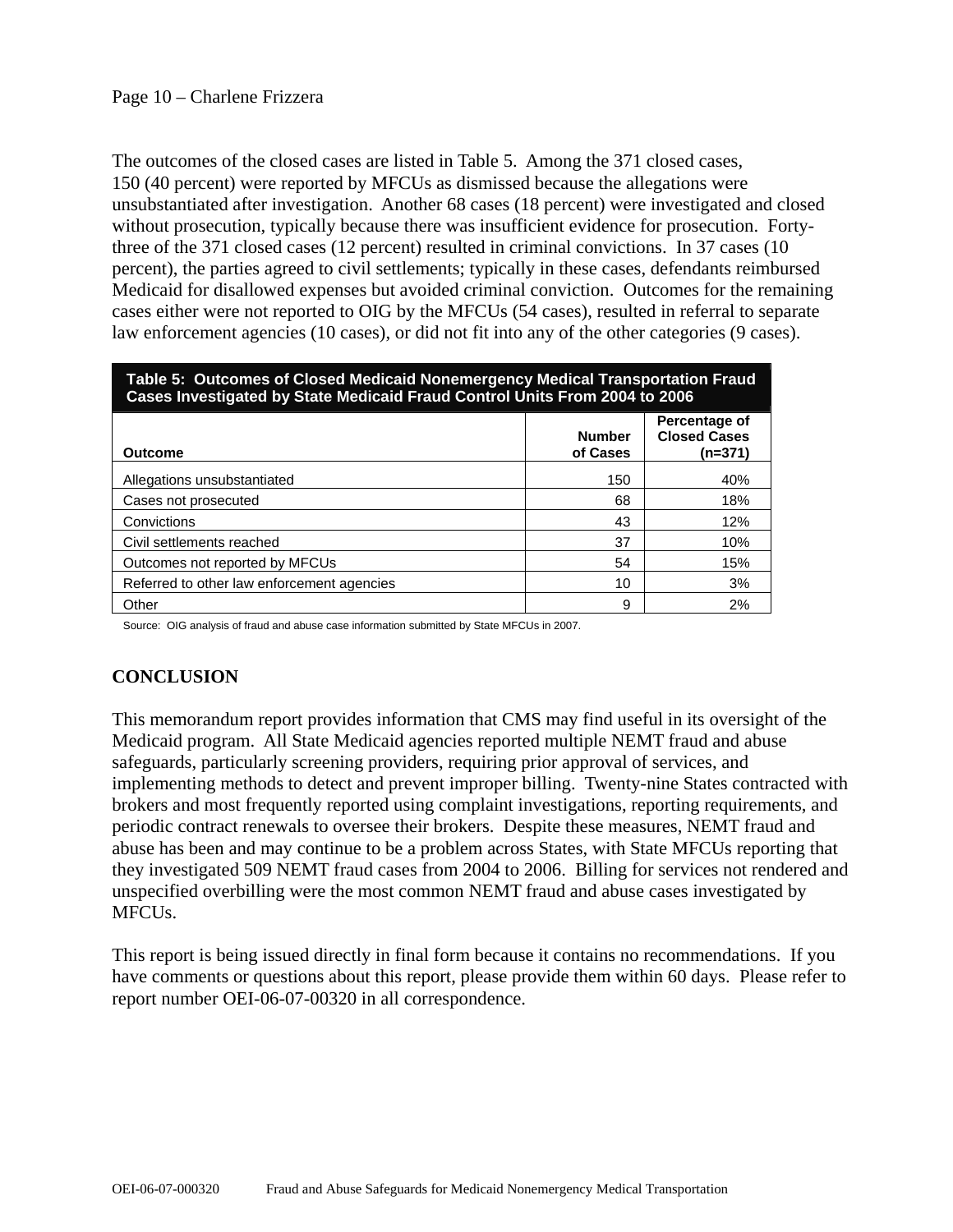The outcomes of the closed cases are listed in Table 5. Among the 371 closed cases, 150 (40 percent) were reported by MFCUs as dismissed because the allegations were unsubstantiated after investigation. Another 68 cases (18 percent) were investigated and closed without prosecution, typically because there was insufficient evidence for prosecution. Forty-three of the 371 closed cases (12 percent) resulted in criminal convictions. In 37 cases (10 percent), the parties agreed to civil settlements; typically in these cases, defendants reimbursed Medicaid for disallowed expenses but avoided criminal conviction. Outcomes for the remaining cases either were not reported to OIG by the MFCUs (54 cases), resulted in referral to separate law enforcement agencies (10 cases), or did not fit into any of the other categories (9 cases).

**Table 5: Outcomes of Closed Medicaid Nonemergency Medical Transportation Fraud Cases Investigated by State Medicaid Fraud Control Units From 2004 to 2006**

| Outcome | Number of Cases | Percentage of Closed Cases (n=371) |
|---|---|---|
| Allegations unsubstantiated | 150 | 40% |
| Cases not prosecuted | 68 | 18% |
| Convictions | 43 | 12% |
| Civil settlements reached | 37 | 10% |
| Outcomes not reported by MFCUs | 54 | 15% |
| Referred to other law enforcement agencies | 10 | 3% |
| Other | 9 | 2% |

Source: OIG analysis of fraud and abuse case information submitted by State MFCUs in 2007.

## CONCLUSION

This memorandum report provides information that CMS may find useful in its oversight of the Medicaid program. All State Medicaid agencies reported multiple NEMT fraud and abuse safeguards, particularly screening providers, requiring prior approval of services, and implementing methods to detect and prevent improper billing. Twenty-nine States contracted with brokers and most frequently reported using complaint investigations, reporting requirements, and periodic contract renewals to oversee their brokers. Despite these measures, NEMT fraud and abuse has been and may continue to be a problem across States, with State MFCUs reporting that they investigated 509 NEMT fraud cases from 2004 to 2006. Billing for services not rendered and unspecified overbilling were the most common NEMT fraud and abuse cases investigated by MFCUs.

This report is being issued directly in final form because it contains no recommendations. If you have comments or questions about this report, please provide them within 60 days. Please refer to report number OEI-06-07-00320 in all correspondence.